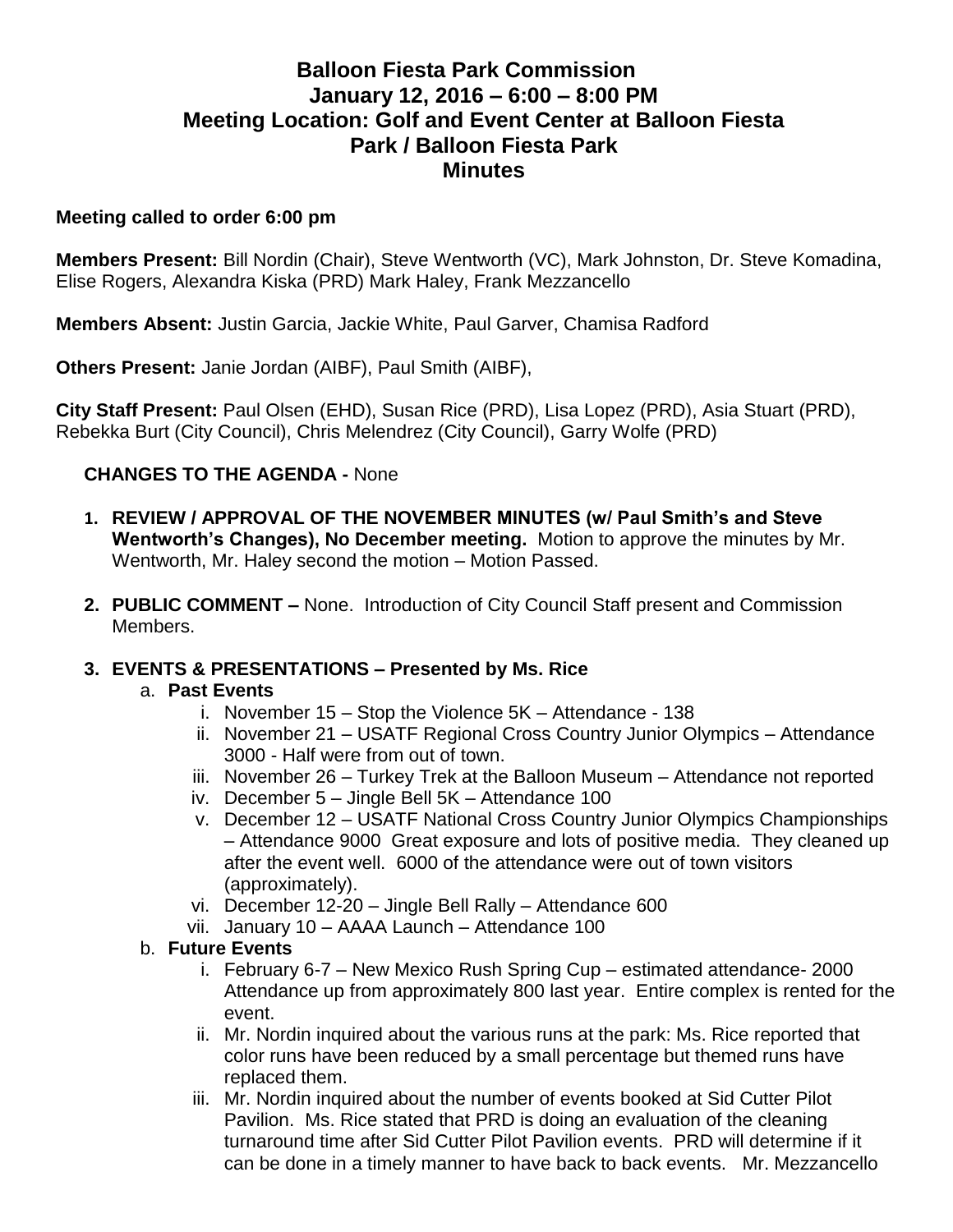# Balloon Fiesta Park Commission
## January 12, 2016 – 6:00 – 8:00 PM
## Meeting Location: Golf and Event Center at Balloon Fiesta Park / Balloon Fiesta Park
## Minutes

**Meeting called to order 6:00 pm**

**Members Present:** Bill Nordin (Chair), Steve Wentworth (VC), Mark Johnston, Dr. Steve Komadina, Elise Rogers, Alexandra Kiska (PRD) Mark Haley, Frank Mezzancello

**Members Absent:** Justin Garcia, Jackie White, Paul Garver, Chamisa Radford

**Others Present:** Janie Jordan (AIBF), Paul Smith (AIBF),

**City Staff Present:** Paul Olsen (EHD), Susan Rice (PRD), Lisa Lopez (PRD), Asia Stuart (PRD), Rebekka Burt (City Council), Chris Melendrez (City Council), Garry Wolfe (PRD)

**CHANGES TO THE AGENDA -** None

1. **REVIEW / APPROVAL OF THE NOVEMBER MINUTES (w/ Paul Smith's and Steve Wentworth's Changes), No December meeting.** Motion to approve the minutes by Mr. Wentworth, Mr. Haley second the motion – Motion Passed.

2. **PUBLIC COMMENT –** None. Introduction of City Council Staff present and Commission Members.

3. **EVENTS & PRESENTATIONS – Presented by Ms. Rice**
   a. **Past Events**
      i. November 15 – Stop the Violence 5K – Attendance - 138
      ii. November 21 – USATF Regional Cross Country Junior Olympics – Attendance 3000 - Half were from out of town.
      iii. November 26 – Turkey Trek at the Balloon Museum – Attendance not reported
      iv. December 5 – Jingle Bell 5K – Attendance 100
      v. December 12 – USATF National Cross Country Junior Olympics Championships – Attendance 9000 Great exposure and lots of positive media. They cleaned up after the event well. 6000 of the attendance were out of town visitors (approximately).
      vi. December 12-20 – Jingle Bell Rally – Attendance 600
      vii. January 10 – AAAA Launch – Attendance 100

   b. **Future Events**
      i. February 6-7 – New Mexico Rush Spring Cup – estimated attendance- 2000 Attendance up from approximately 800 last year. Entire complex is rented for the event.
      ii. Mr. Nordin inquired about the various runs at the park: Ms. Rice reported that color runs have been reduced by a small percentage but themed runs have replaced them.
      iii. Mr. Nordin inquired about the number of events booked at Sid Cutter Pilot Pavilion. Ms. Rice stated that PRD is doing an evaluation of the cleaning turnaround time after Sid Cutter Pilot Pavilion events. PRD will determine if it can be done in a timely manner to have back to back events. Mr. Mezzancello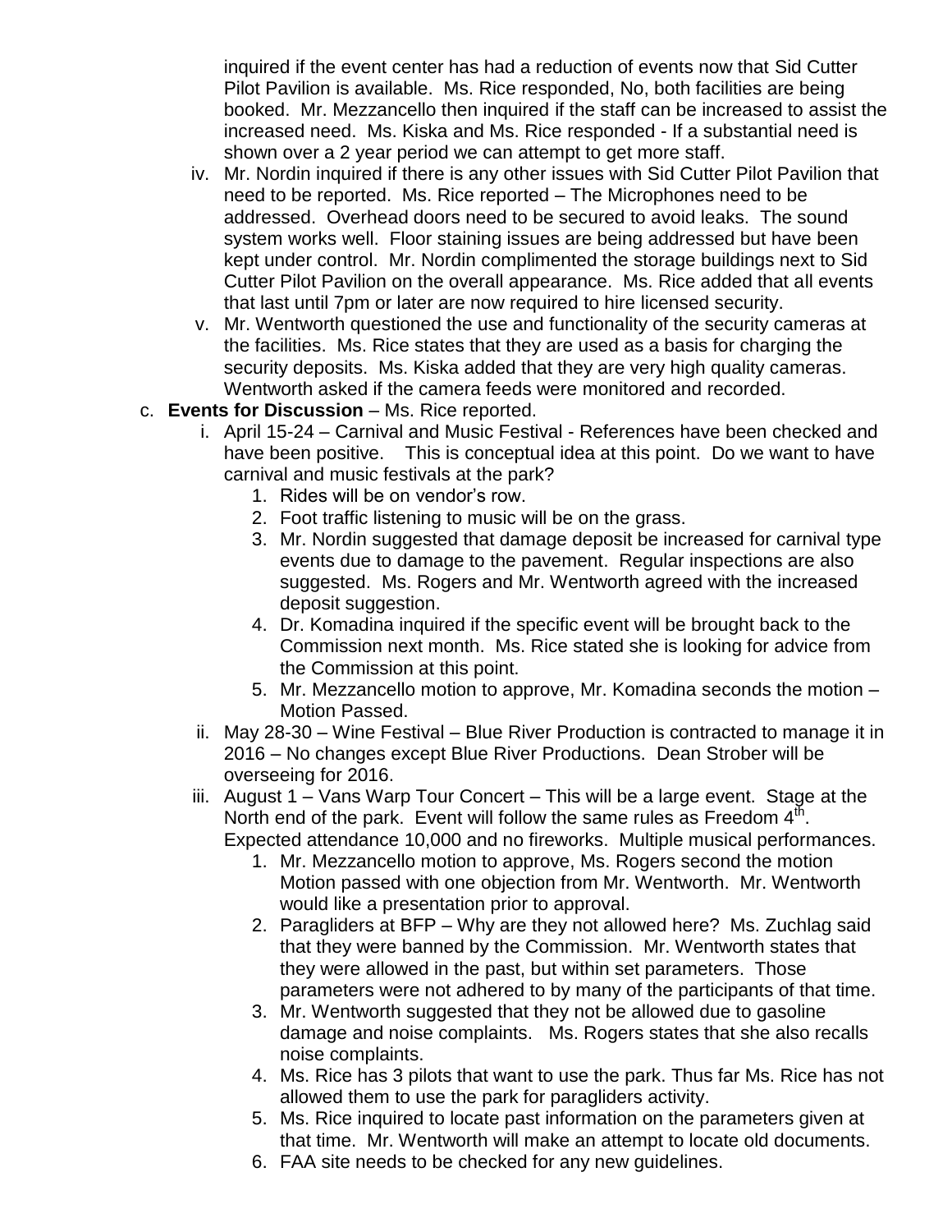inquired if the event center has had a reduction of events now that Sid Cutter Pilot Pavilion is available. Ms. Rice responded, No, both facilities are being booked. Mr. Mezzancello then inquired if the staff can be increased to assist the increased need. Ms. Kiska and Ms. Rice responded - If a substantial need is shown over a 2 year period we can attempt to get more staff.

iv. Mr. Nordin inquired if there is any other issues with Sid Cutter Pilot Pavilion that need to be reported. Ms. Rice reported – The Microphones need to be addressed. Overhead doors need to be secured to avoid leaks. The sound system works well. Floor staining issues are being addressed but have been kept under control. Mr. Nordin complimented the storage buildings next to Sid Cutter Pilot Pavilion on the overall appearance. Ms. Rice added that all events that last until 7pm or later are now required to hire licensed security.

v. Mr. Wentworth questioned the use and functionality of the security cameras at the facilities. Ms. Rice states that they are used as a basis for charging the security deposits. Ms. Kiska added that they are very high quality cameras. Wentworth asked if the camera feeds were monitored and recorded.

c. **Events for Discussion** – Ms. Rice reported.

i. April 15-24 – Carnival and Music Festival - References have been checked and have been positive. This is conceptual idea at this point. Do we want to have carnival and music festivals at the park?

1. Rides will be on vendor's row.
2. Foot traffic listening to music will be on the grass.
3. Mr. Nordin suggested that damage deposit be increased for carnival type events due to damage to the pavement. Regular inspections are also suggested. Ms. Rogers and Mr. Wentworth agreed with the increased deposit suggestion.
4. Dr. Komadina inquired if the specific event will be brought back to the Commission next month. Ms. Rice stated she is looking for advice from the Commission at this point.
5. Mr. Mezzancello motion to approve, Mr. Komadina seconds the motion – Motion Passed.

ii. May 28-30 – Wine Festival – Blue River Production is contracted to manage it in 2016 – No changes except Blue River Productions. Dean Strober will be overseeing for 2016.

iii. August 1 – Vans Warp Tour Concert – This will be a large event. Stage at the North end of the park. Event will follow the same rules as Freedom 4th. Expected attendance 10,000 and no fireworks. Multiple musical performances.

1. Mr. Mezzancello motion to approve, Ms. Rogers second the motion Motion passed with one objection from Mr. Wentworth. Mr. Wentworth would like a presentation prior to approval.
2. Paragliders at BFP – Why are they not allowed here? Ms. Zuchlag said that they were banned by the Commission. Mr. Wentworth states that they were allowed in the past, but within set parameters. Those parameters were not adhered to by many of the participants of that time.
3. Mr. Wentworth suggested that they not be allowed due to gasoline damage and noise complaints. Ms. Rogers states that she also recalls noise complaints.
4. Ms. Rice has 3 pilots that want to use the park. Thus far Ms. Rice has not allowed them to use the park for paragliders activity.
5. Ms. Rice inquired to locate past information on the parameters given at that time. Mr. Wentworth will make an attempt to locate old documents.
6. FAA site needs to be checked for any new guidelines.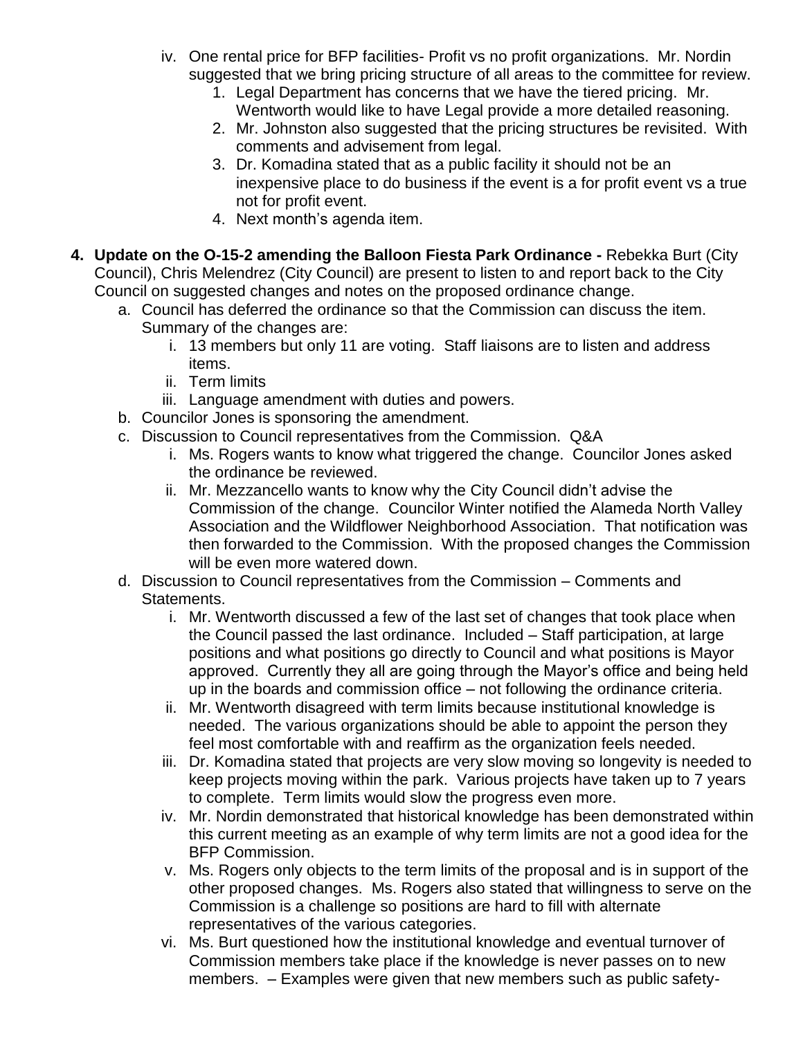iv. One rental price for BFP facilities- Profit vs no profit organizations. Mr. Nordin suggested that we bring pricing structure of all areas to the committee for review.

1. Legal Department has concerns that we have the tiered pricing. Mr. Wentworth would like to have Legal provide a more detailed reasoning.
2. Mr. Johnston also suggested that the pricing structures be revisited. With comments and advisement from legal.
3. Dr. Komadina stated that as a public facility it should not be an inexpensive place to do business if the event is a for profit event vs a true not for profit event.
4. Next month's agenda item.

**4. Update on the O-15-2 amending the Balloon Fiesta Park Ordinance -** Rebekka Burt (City Council), Chris Melendrez (City Council) are present to listen to and report back to the City Council on suggested changes and notes on the proposed ordinance change.

a. Council has deferred the ordinance so that the Commission can discuss the item. Summary of the changes are:
   i. 13 members but only 11 are voting. Staff liaisons are to listen and address items.
   ii. Term limits
   iii. Language amendment with duties and powers.

b. Councilor Jones is sponsoring the amendment.

c. Discussion to Council representatives from the Commission. Q&A
   i. Ms. Rogers wants to know what triggered the change. Councilor Jones asked the ordinance be reviewed.
   ii. Mr. Mezzancello wants to know why the City Council didn't advise the Commission of the change. Councilor Winter notified the Alameda North Valley Association and the Wildflower Neighborhood Association. That notification was then forwarded to the Commission. With the proposed changes the Commission will be even more watered down.

d. Discussion to Council representatives from the Commission – Comments and Statements.
   i. Mr. Wentworth discussed a few of the last set of changes that took place when the Council passed the last ordinance. Included – Staff participation, at large positions and what positions go directly to Council and what positions is Mayor approved. Currently they all are going through the Mayor's office and being held up in the boards and commission office – not following the ordinance criteria.
   ii. Mr. Wentworth disagreed with term limits because institutional knowledge is needed. The various organizations should be able to appoint the person they feel most comfortable with and reaffirm as the organization feels needed.
   iii. Dr. Komadina stated that projects are very slow moving so longevity is needed to keep projects moving within the park. Various projects have taken up to 7 years to complete. Term limits would slow the progress even more.
   iv. Mr. Nordin demonstrated that historical knowledge has been demonstrated within this current meeting as an example of why term limits are not a good idea for the BFP Commission.
   v. Ms. Rogers only objects to the term limits of the proposal and is in support of the other proposed changes. Ms. Rogers also stated that willingness to serve on the Commission is a challenge so positions are hard to fill with alternate representatives of the various categories.
   vi. Ms. Burt questioned how the institutional knowledge and eventual turnover of Commission members take place if the knowledge is never passes on to new members. – Examples were given that new members such as public safety-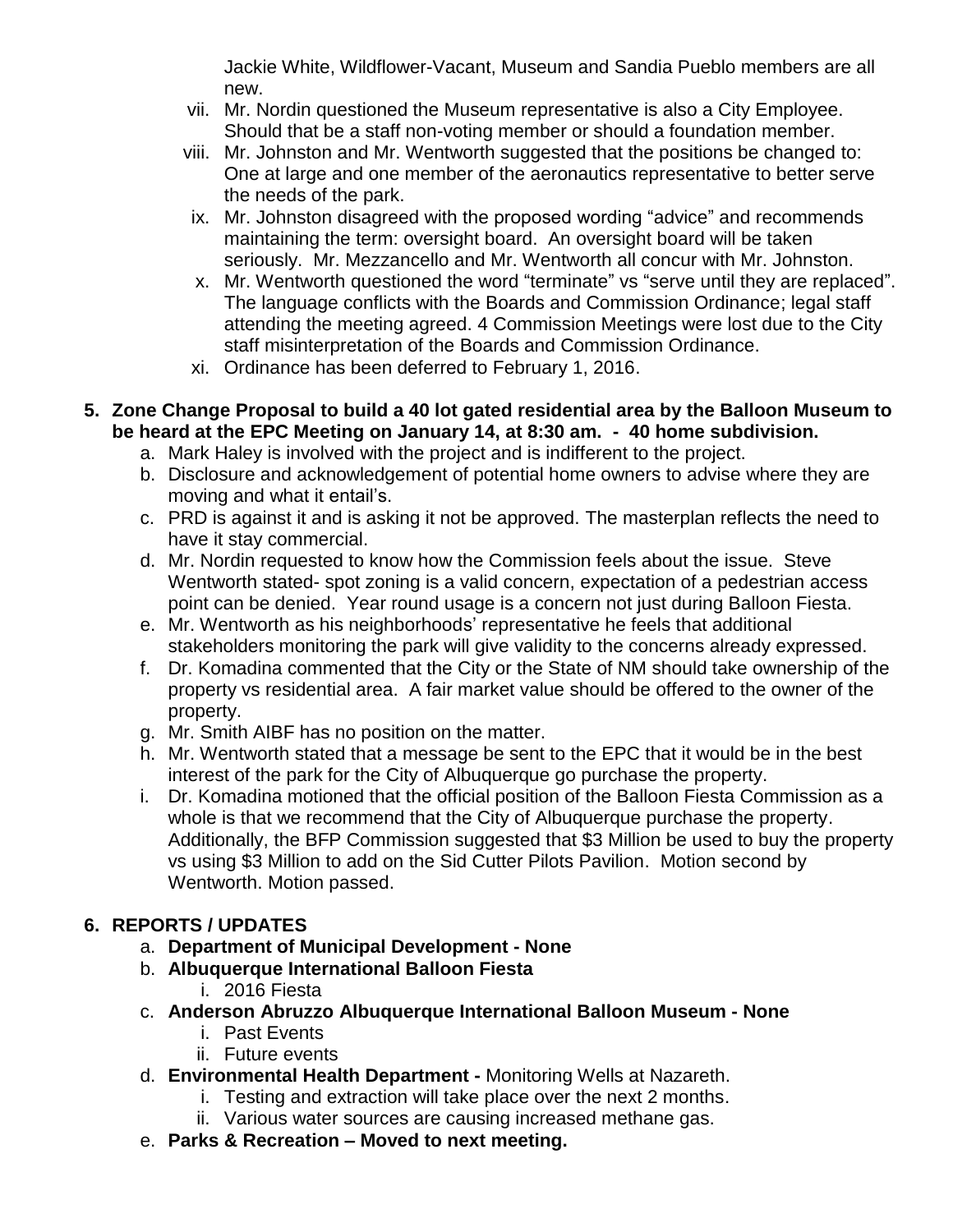Jackie White, Wildflower-Vacant, Museum and Sandia Pueblo members are all new.

vii. Mr. Nordin questioned the Museum representative is also a City Employee. Should that be a staff non-voting member or should a foundation member.

viii. Mr. Johnston and Mr. Wentworth suggested that the positions be changed to: One at large and one member of the aeronautics representative to better serve the needs of the park.

ix. Mr. Johnston disagreed with the proposed wording "advice" and recommends maintaining the term: oversight board. An oversight board will be taken seriously. Mr. Mezzancello and Mr. Wentworth all concur with Mr. Johnston.

x. Mr. Wentworth questioned the word "terminate" vs "serve until they are replaced". The language conflicts with the Boards and Commission Ordinance; legal staff attending the meeting agreed. 4 Commission Meetings were lost due to the City staff misinterpretation of the Boards and Commission Ordinance.

xi. Ordinance has been deferred to February 1, 2016.

**5. Zone Change Proposal to build a 40 lot gated residential area by the Balloon Museum to be heard at the EPC Meeting on January 14, at 8:30 am. - 40 home subdivision.**

a. Mark Haley is involved with the project and is indifferent to the project.

b. Disclosure and acknowledgement of potential home owners to advise where they are moving and what it entail's.

c. PRD is against it and is asking it not be approved. The masterplan reflects the need to have it stay commercial.

d. Mr. Nordin requested to know how the Commission feels about the issue. Steve Wentworth stated- spot zoning is a valid concern, expectation of a pedestrian access point can be denied. Year round usage is a concern not just during Balloon Fiesta.

e. Mr. Wentworth as his neighborhoods' representative he feels that additional stakeholders monitoring the park will give validity to the concerns already expressed.

f. Dr. Komadina commented that the City or the State of NM should take ownership of the property vs residential area. A fair market value should be offered to the owner of the property.

g. Mr. Smith AIBF has no position on the matter.

h. Mr. Wentworth stated that a message be sent to the EPC that it would be in the best interest of the park for the City of Albuquerque go purchase the property.

i. Dr. Komadina motioned that the official position of the Balloon Fiesta Commission as a whole is that we recommend that the City of Albuquerque purchase the property. Additionally, the BFP Commission suggested that $3 Million be used to buy the property vs using $3 Million to add on the Sid Cutter Pilots Pavilion. Motion second by Wentworth. Motion passed.

**6. REPORTS / UPDATES**

a. **Department of Municipal Development - None**

b. **Albuquerque International Balloon Fiesta**
   i. 2016 Fiesta

c. **Anderson Abruzzo Albuquerque International Balloon Museum - None**
   i. Past Events
   ii. Future events

d. **Environmental Health Department -** Monitoring Wells at Nazareth.
   i. Testing and extraction will take place over the next 2 months.
   ii. Various water sources are causing increased methane gas.

e. **Parks & Recreation – Moved to next meeting.**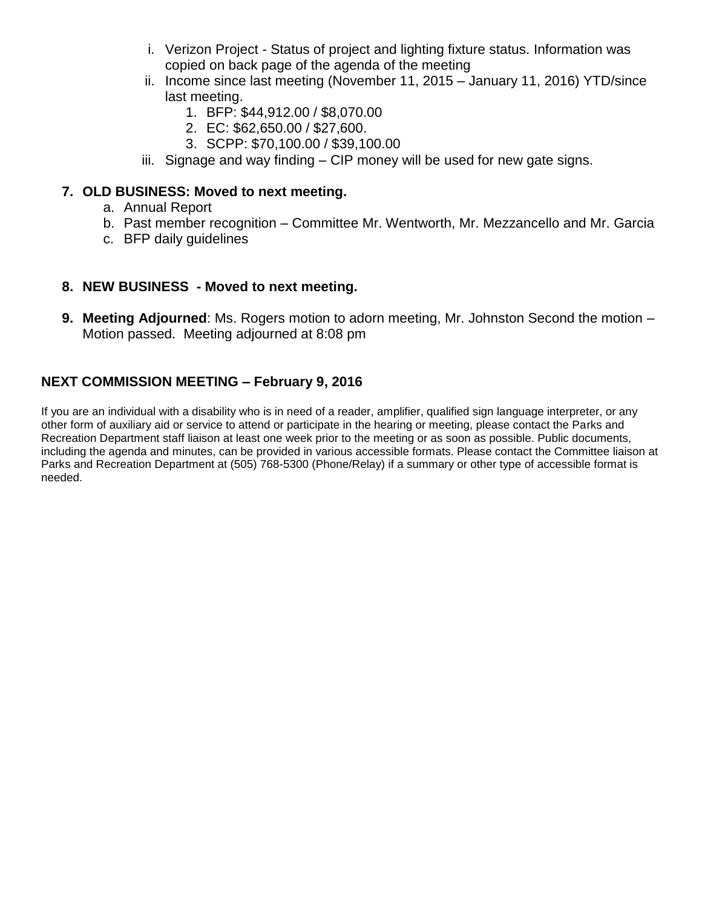i. Verizon Project - Status of project and lighting fixture status. Information was copied on back page of the agenda of the meeting

ii. Income since last meeting (November 11, 2015 – January 11, 2016) YTD/since last meeting.

   1. BFP: $44,912.00 / $8,070.00
   2. EC: $62,650.00 / $27,600.
   3. SCPP: $70,100.00 / $39,100.00

iii. Signage and way finding – CIP money will be used for new gate signs.

7. **OLD BUSINESS: Moved to next meeting.**
   a. Annual Report
   b. Past member recognition – Committee Mr. Wentworth, Mr. Mezzancello and Mr. Garcia
   c. BFP daily guidelines

8. **NEW BUSINESS - Moved to next meeting.**

9. **Meeting Adjourned**: Ms. Rogers motion to adorn meeting, Mr. Johnston Second the motion – Motion passed. Meeting adjourned at 8:08 pm

**NEXT COMMISSION MEETING – February 9, 2016**

If you are an individual with a disability who is in need of a reader, amplifier, qualified sign language interpreter, or any other form of auxiliary aid or service to attend or participate in the hearing or meeting, please contact the Parks and Recreation Department staff liaison at least one week prior to the meeting or as soon as possible. Public documents, including the agenda and minutes, can be provided in various accessible formats. Please contact the Committee liaison at Parks and Recreation Department at (505) 768-5300 (Phone/Relay) if a summary or other type of accessible format is needed.